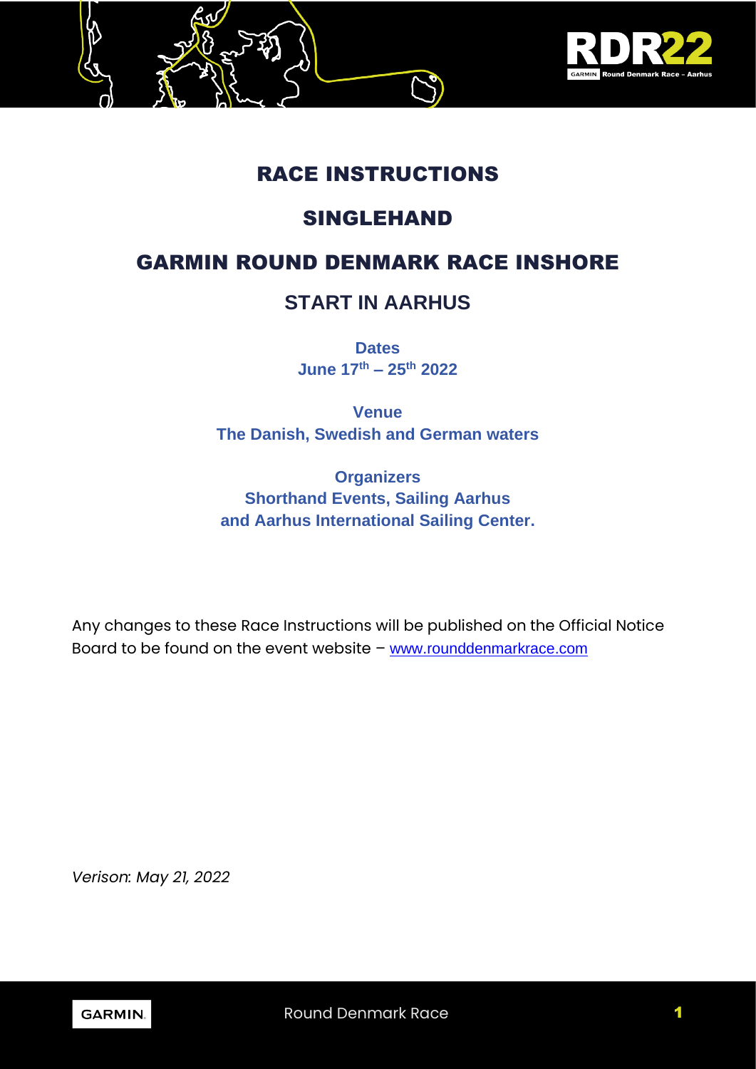# RACE INSTRUCTIONS

# SINGLEHAND

# GARMIN ROUND DENMARK RACE INSHORE

## START IN AARHUS

**Dates**
**June 17th – 25th 2022**

**Venue**
**The Danish, Swedish and German waters**

**Organizers**
**Shorthand Events, Sailing Aarhus and Aarhus International Sailing Center.**

Any changes to these Race Instructions will be published on the Official Notice Board to be found on the event website – www.rounddenmarkrace.com

*Verison: May 21, 2022*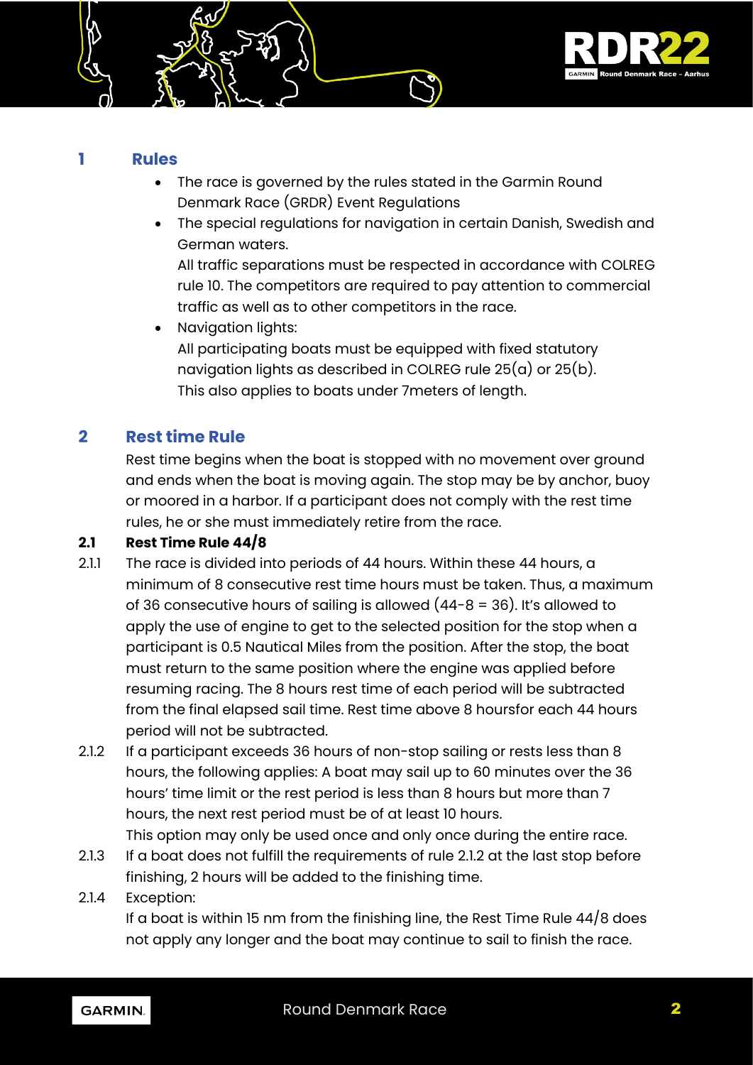## 1 Rules

- The race is governed by the rules stated in the Garmin Round Denmark Race (GRDR) Event Regulations
- The special regulations for navigation in certain Danish, Swedish and German waters.
  All traffic separations must be respected in accordance with COLREG rule 10. The competitors are required to pay attention to commercial traffic as well as to other competitors in the race.
- Navigation lights:
  All participating boats must be equipped with fixed statutory navigation lights as described in COLREG rule 25(a) or 25(b). This also applies to boats under 7meters of length.

## 2 Rest time Rule

Rest time begins when the boat is stopped with no movement over ground and ends when the boat is moving again. The stop may be by anchor, buoy or moored in a harbor. If a participant does not comply with the rest time rules, he or she must immediately retire from the race.

### 2.1 Rest Time Rule 44/8

2.1.1 The race is divided into periods of 44 hours. Within these 44 hours, a minimum of 8 consecutive rest time hours must be taken. Thus, a maximum of 36 consecutive hours of sailing is allowed (44-8 = 36). It's allowed to apply the use of engine to get to the selected position for the stop when a participant is 0.5 Nautical Miles from the position. After the stop, the boat must return to the same position where the engine was applied before resuming racing. The 8 hours rest time of each period will be subtracted from the final elapsed sail time. Rest time above 8 hoursfor each 44 hours period will not be subtracted.

2.1.2 If a participant exceeds 36 hours of non-stop sailing or rests less than 8 hours, the following applies: A boat may sail up to 60 minutes over the 36 hours' time limit or the rest period is less than 8 hours but more than 7 hours, the next rest period must be of at least 10 hours.
This option may only be used once and only once during the entire race.

2.1.3 If a boat does not fulfill the requirements of rule 2.1.2 at the last stop before finishing, 2 hours will be added to the finishing time.

2.1.4 Exception:
If a boat is within 15 nm from the finishing line, the Rest Time Rule 44/8 does not apply any longer and the boat may continue to sail to finish the race.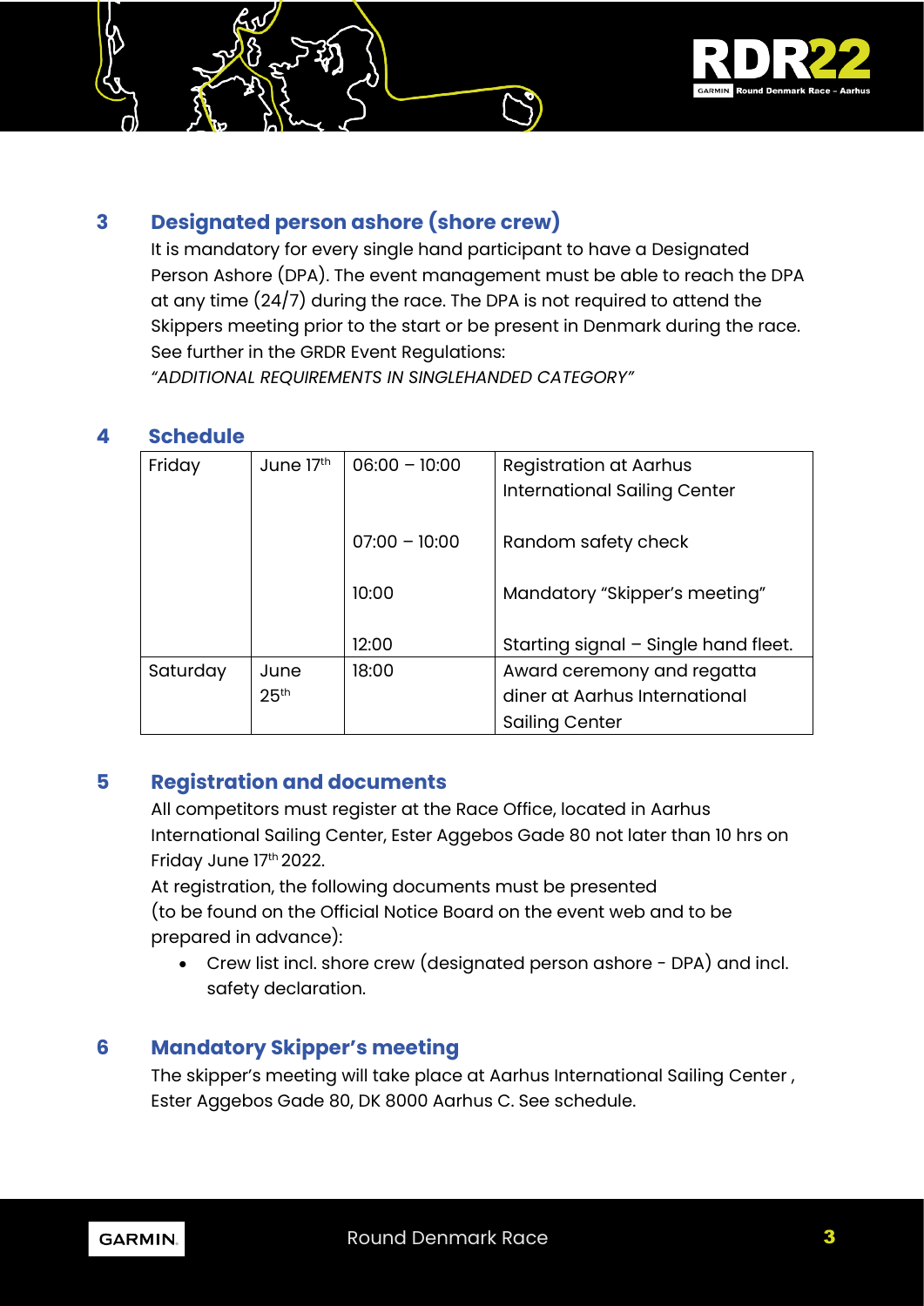## 3 Designated person ashore (shore crew)

It is mandatory for every single hand participant to have a Designated Person Ashore (DPA). The event management must be able to reach the DPA at any time (24/7) during the race. The DPA is not required to attend the Skippers meeting prior to the start or be present in Denmark during the race. See further in the GRDR Event Regulations:
*"ADDITIONAL REQUIREMENTS IN SINGLEHANDED CATEGORY"*

## 4 Schedule

| | | | |
|---|---|---|---|
| Friday | June 17th | 06:00 – 10:00 | Registration at Aarhus International Sailing Center |
| | | 07:00 – 10:00 | Random safety check |
| | | 10:00 | Mandatory "Skipper's meeting" |
| | | 12:00 | Starting signal – Single hand fleet. |
| Saturday | June 25th | 18:00 | Award ceremony and regatta diner at Aarhus International Sailing Center |

## 5 Registration and documents

All competitors must register at the Race Office, located in Aarhus International Sailing Center, Ester Aggebos Gade 80 not later than 10 hrs on Friday June 17th 2022.

At registration, the following documents must be presented (to be found on the Official Notice Board on the event web and to be prepared in advance):

- Crew list incl. shore crew (designated person ashore - DPA) and incl. safety declaration.

## 6 Mandatory Skipper's meeting

The skipper's meeting will take place at Aarhus International Sailing Center , Ester Aggebos Gade 80, DK 8000 Aarhus C. See schedule.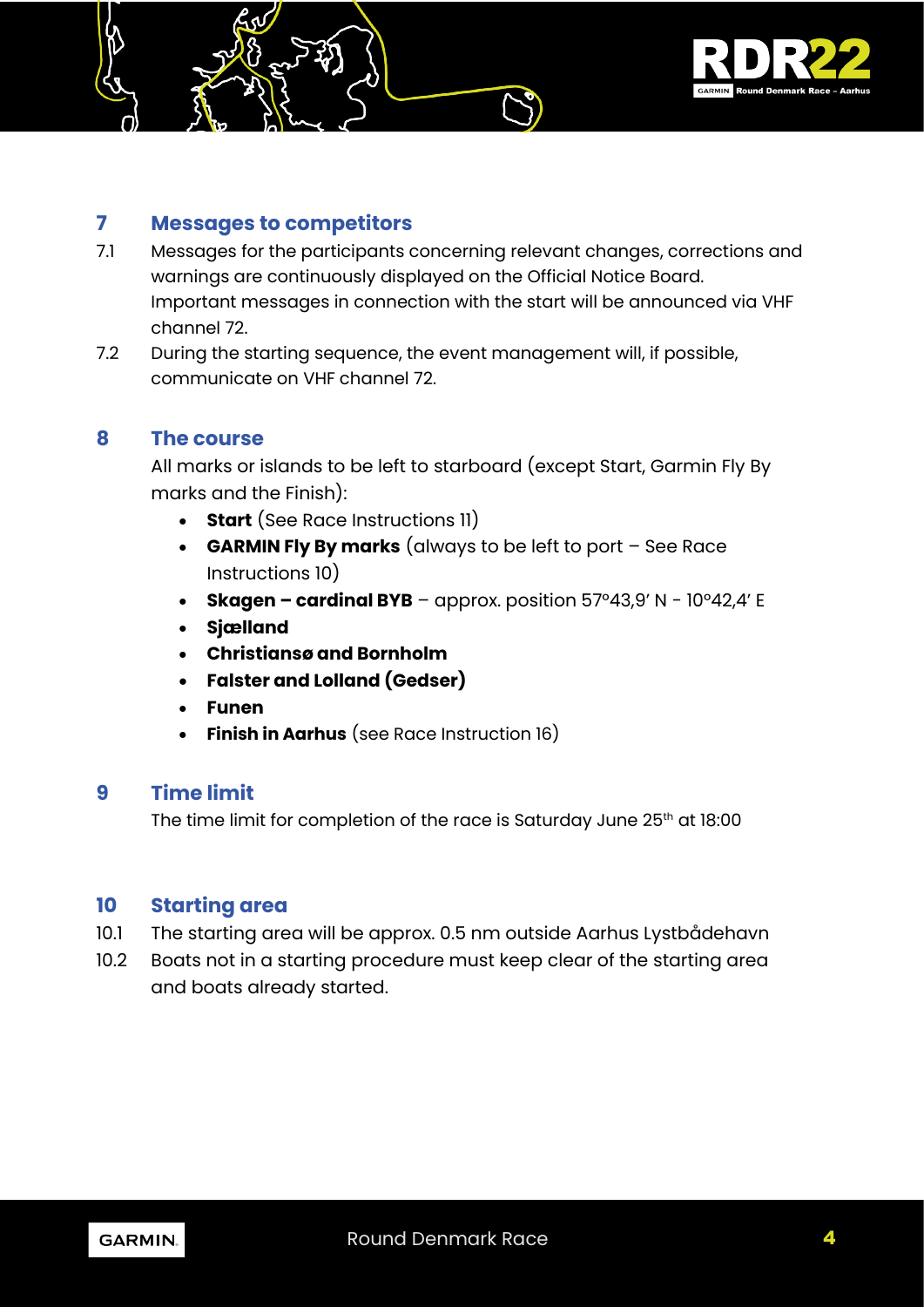## 7 Messages to competitors

7.1 Messages for the participants concerning relevant changes, corrections and warnings are continuously displayed on the Official Notice Board. Important messages in connection with the start will be announced via VHF channel 72.

7.2 During the starting sequence, the event management will, if possible, communicate on VHF channel 72.

## 8 The course

All marks or islands to be left to starboard (except Start, Garmin Fly By marks and the Finish):

- **Start** (See Race Instructions 11)
- **GARMIN Fly By marks** (always to be left to port – See Race Instructions 10)
- **Skagen – cardinal BYB** – approx. position 57°43,9' N - 10°42,4' E
- **Sjælland**
- **Christiansø and Bornholm**
- **Falster and Lolland (Gedser)**
- **Funen**
- **Finish in Aarhus** (see Race Instruction 16)

## 9 Time limit

The time limit for completion of the race is Saturday June 25th at 18:00

## 10 Starting area

10.1 The starting area will be approx. 0.5 nm outside Aarhus Lystbådehavn

10.2 Boats not in a starting procedure must keep clear of the starting area and boats already started.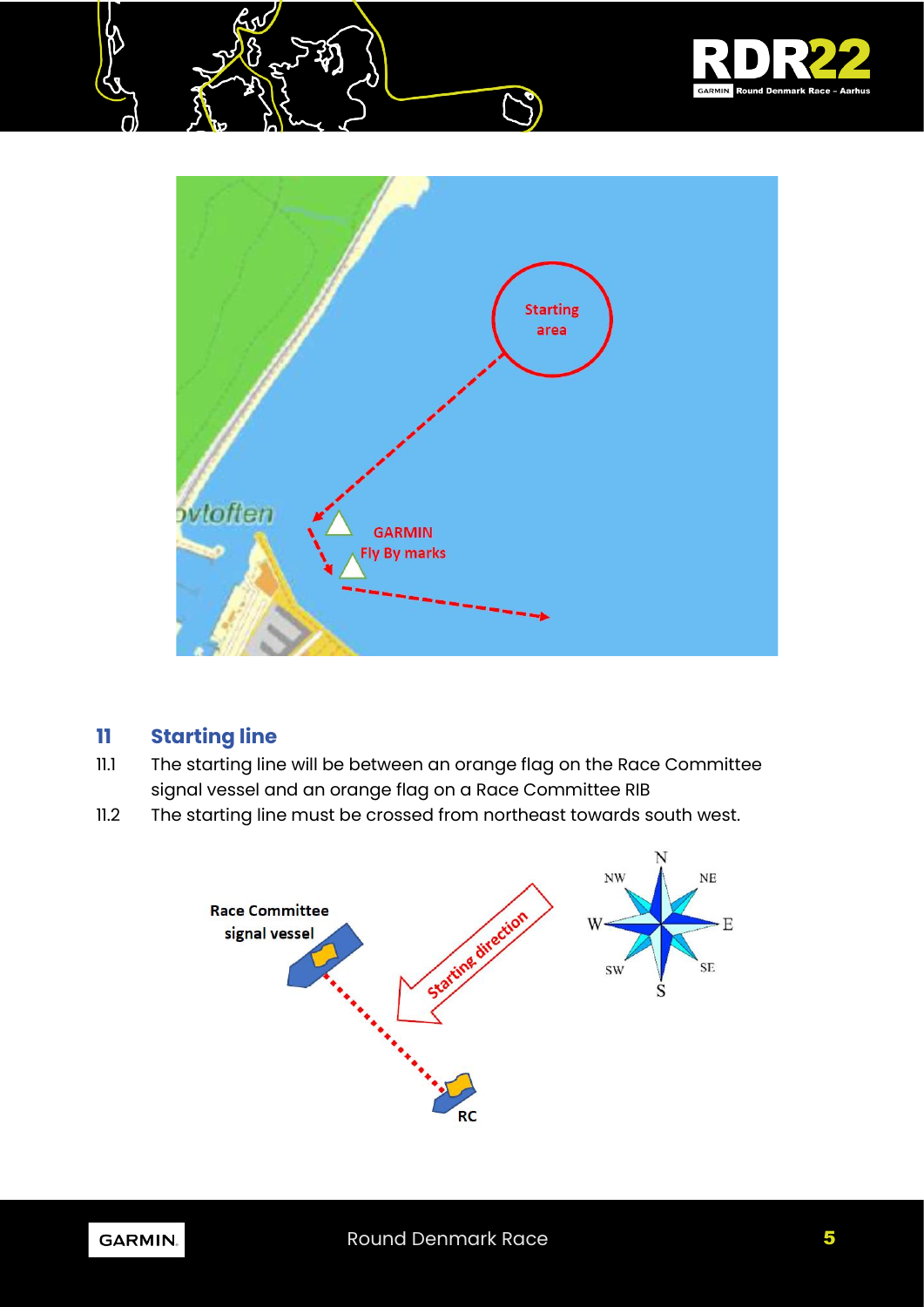## 11 Starting line

11.1 The starting line will be between an orange flag on the Race Committee signal vessel and an orange flag on a Race Committee RIB

11.2 The starting line must be crossed from northeast towards south west.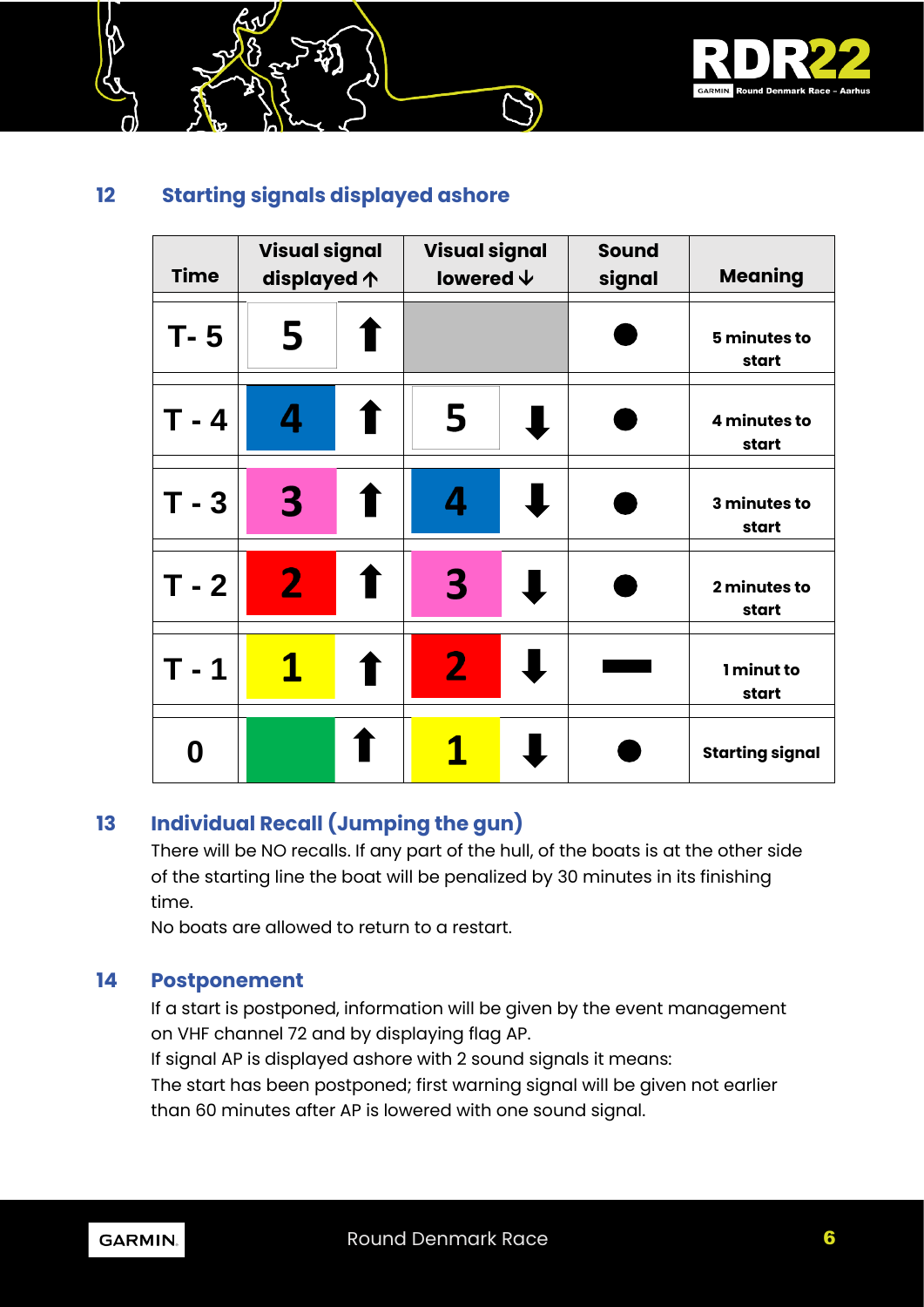## 12 Starting signals displayed ashore

| Time | Visual signal displayed ↑ | Visual signal lowered ↓ | Sound signal | Meaning |
|---|---|---|---|---|
| T- 5 | 5 ⬆ | | ● | 5 minutes to start |
| T - 4 | 4 ⬆ | 5 ⬇ | ● | 4 minutes to start |
| T - 3 | 3 ⬆ | 4 ⬇ | ● | 3 minutes to start |
| T - 2 | 2 ⬆ | 3 ⬇ | ● | 2 minutes to start |
| T - 1 | 1 ⬆ | 2 ⬇ | ▬ | 1 minut to start |
| 0 | ⬆ | 1 ⬇ | ● | Starting signal |

## 13 Individual Recall (Jumping the gun)

There will be NO recalls. If any part of the hull, of the boats is at the other side of the starting line the boat will be penalized by 30 minutes in its finishing time.

No boats are allowed to return to a restart.

## 14 Postponement

If a start is postponed, information will be given by the event management on VHF channel 72 and by displaying flag AP.

If signal AP is displayed ashore with 2 sound signals it means:

The start has been postponed; first warning signal will be given not earlier than 60 minutes after AP is lowered with one sound signal.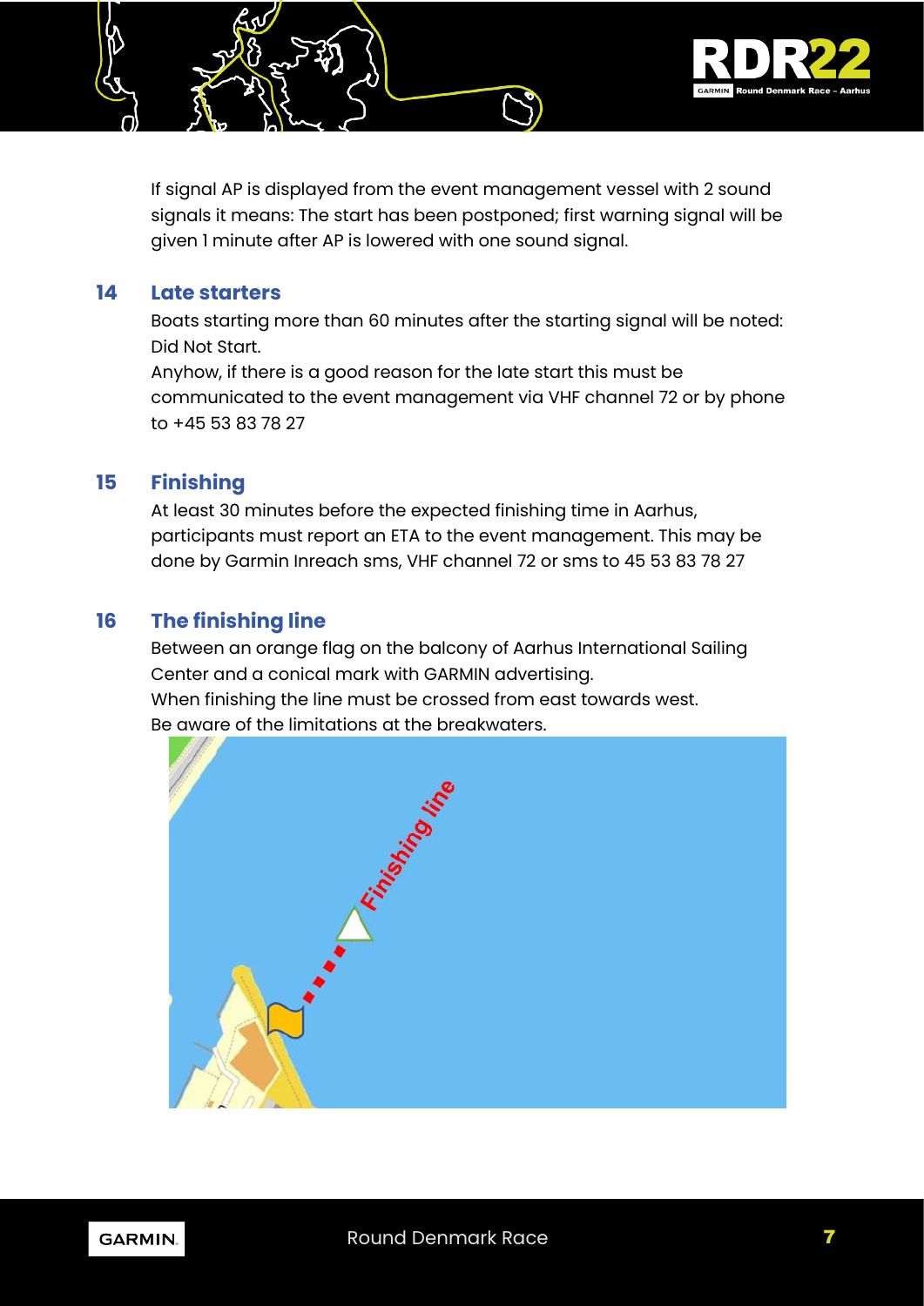If signal AP is displayed from the event management vessel with 2 sound signals it means: The start has been postponed; first warning signal will be given 1 minute after AP is lowered with one sound signal.

## 14 Late starters

Boats starting more than 60 minutes after the starting signal will be noted: Did Not Start.
Anyhow, if there is a good reason for the late start this must be communicated to the event management via VHF channel 72 or by phone to +45 53 83 78 27

## 15 Finishing

At least 30 minutes before the expected finishing time in Aarhus, participants must report an ETA to the event management. This may be done by Garmin Inreach sms, VHF channel 72 or sms to 45 53 83 78 27

## 16 The finishing line

Between an orange flag on the balcony of Aarhus International Sailing Center and a conical mark with GARMIN advertising.
When finishing the line must be crossed from east towards west.
Be aware of the limitations at the breakwaters.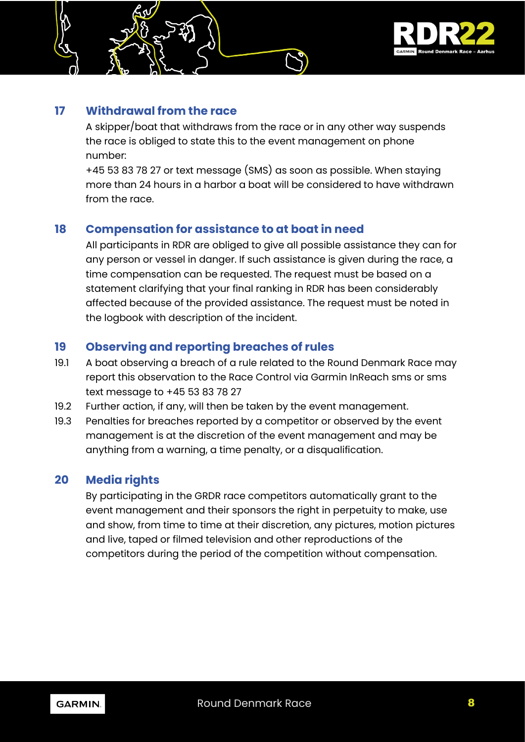## 17 Withdrawal from the race

A skipper/boat that withdraws from the race or in any other way suspends the race is obliged to state this to the event management on phone number:

+45 53 83 78 27 or text message (SMS) as soon as possible. When staying more than 24 hours in a harbor a boat will be considered to have withdrawn from the race.

## 18 Compensation for assistance to at boat in need

All participants in RDR are obliged to give all possible assistance they can for any person or vessel in danger. If such assistance is given during the race, a time compensation can be requested. The request must be based on a statement clarifying that your final ranking in RDR has been considerably affected because of the provided assistance. The request must be noted in the logbook with description of the incident.

## 19 Observing and reporting breaches of rules

19.1 A boat observing a breach of a rule related to the Round Denmark Race may report this observation to the Race Control via Garmin InReach sms or sms text message to +45 53 83 78 27

19.2 Further action, if any, will then be taken by the event management.

19.3 Penalties for breaches reported by a competitor or observed by the event management is at the discretion of the event management and may be anything from a warning, a time penalty, or a disqualification.

## 20 Media rights

By participating in the GRDR race competitors automatically grant to the event management and their sponsors the right in perpetuity to make, use and show, from time to time at their discretion, any pictures, motion pictures and live, taped or filmed television and other reproductions of the competitors during the period of the competition without compensation.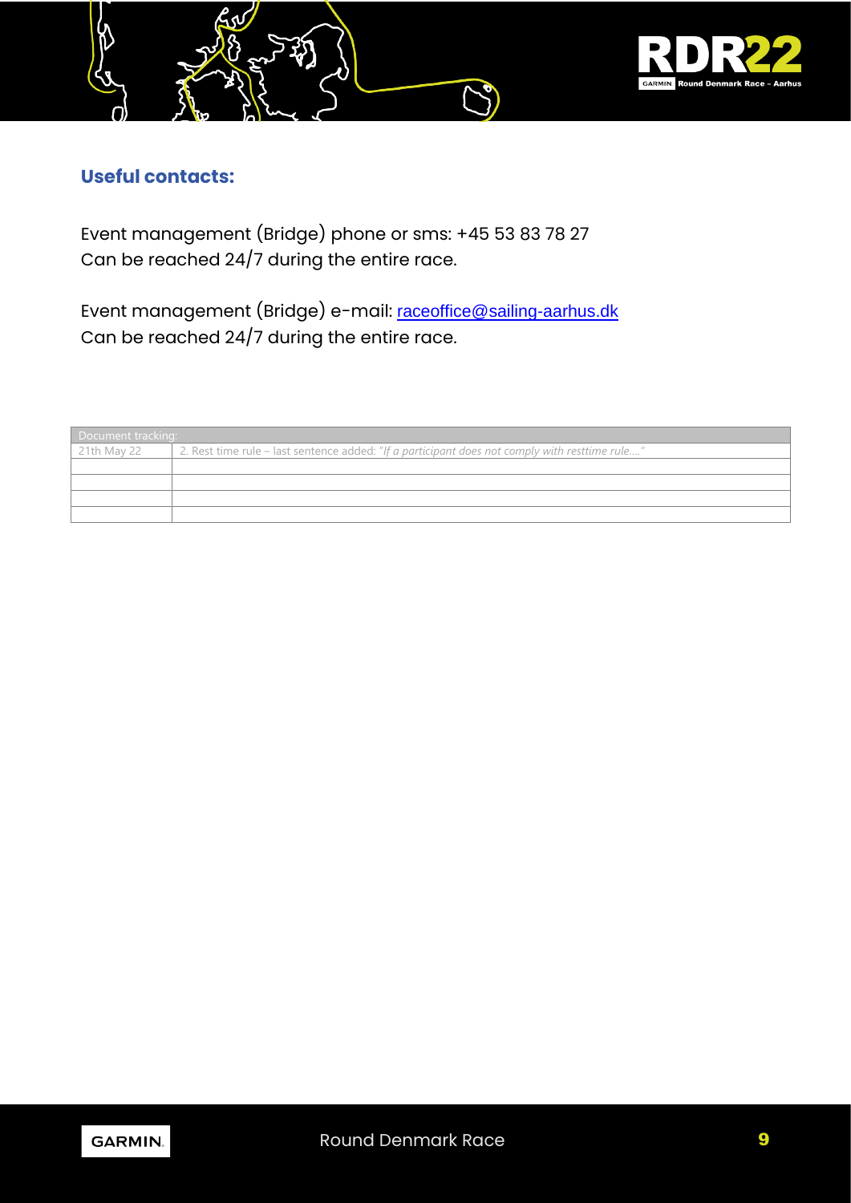## Useful contacts:

Event management (Bridge) phone or sms: +45 53 83 78 27
Can be reached 24/7 during the entire race.

Event management (Bridge) e-mail: raceoffice@sailing-aarhus.dk
Can be reached 24/7 during the entire race.

| Document tracking: | |
|---|---|
| 21th May 22 | 2. Rest time rule – last sentence added: "*If a participant does not comply with resttime rule….*" |
| | |
| | |
| | |
| | |